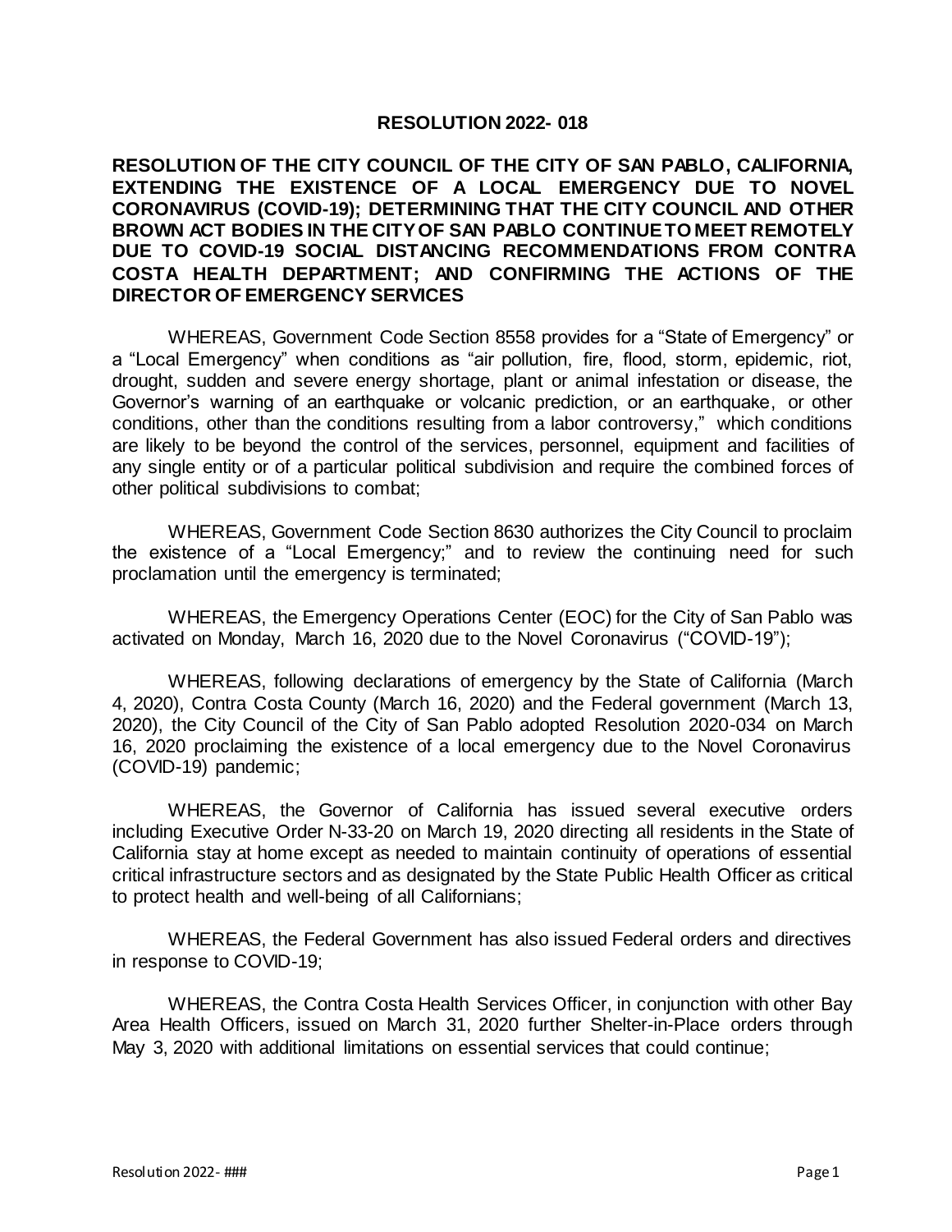# RESOLUTION 2022- 018

**RESOLUTION OF THE CITY COUNCIL OF THE CITY OF SAN PABLO, CALIFORNIA, EXTENDING THE EXISTENCE OF A LOCAL EMERGENCY DUE TO NOVEL CORONAVIRUS (COVID-19); DETERMINING THAT THE CITY COUNCIL AND OTHER BROWN ACT BODIES IN THE CITY OF SAN PABLO CONTINUE TO MEET REMOTELY DUE TO COVID-19 SOCIAL DISTANCING RECOMMENDATIONS FROM CONTRA COSTA HEALTH DEPARTMENT; AND CONFIRMING THE ACTIONS OF THE DIRECTOR OF EMERGENCY SERVICES**

WHEREAS, Government Code Section 8558 provides for a "State of Emergency" or a "Local Emergency" when conditions as "air pollution, fire, flood, storm, epidemic, riot, drought, sudden and severe energy shortage, plant or animal infestation or disease, the Governor's warning of an earthquake or volcanic prediction, or an earthquake, or other conditions, other than the conditions resulting from a labor controversy," which conditions are likely to be beyond the control of the services, personnel, equipment and facilities of any single entity or of a particular political subdivision and require the combined forces of other political subdivisions to combat;

WHEREAS, Government Code Section 8630 authorizes the City Council to proclaim the existence of a "Local Emergency;" and to review the continuing need for such proclamation until the emergency is terminated;

WHEREAS, the Emergency Operations Center (EOC) for the City of San Pablo was activated on Monday, March 16, 2020 due to the Novel Coronavirus ("COVID-19");

WHEREAS, following declarations of emergency by the State of California (March 4, 2020), Contra Costa County (March 16, 2020) and the Federal government (March 13, 2020), the City Council of the City of San Pablo adopted Resolution 2020-034 on March 16, 2020 proclaiming the existence of a local emergency due to the Novel Coronavirus (COVID-19) pandemic;

WHEREAS, the Governor of California has issued several executive orders including Executive Order N-33-20 on March 19, 2020 directing all residents in the State of California stay at home except as needed to maintain continuity of operations of essential critical infrastructure sectors and as designated by the State Public Health Officer as critical to protect health and well-being of all Californians;

WHEREAS, the Federal Government has also issued Federal orders and directives in response to COVID-19;

WHEREAS, the Contra Costa Health Services Officer, in conjunction with other Bay Area Health Officers, issued on March 31, 2020 further Shelter-in-Place orders through May 3, 2020 with additional limitations on essential services that could continue;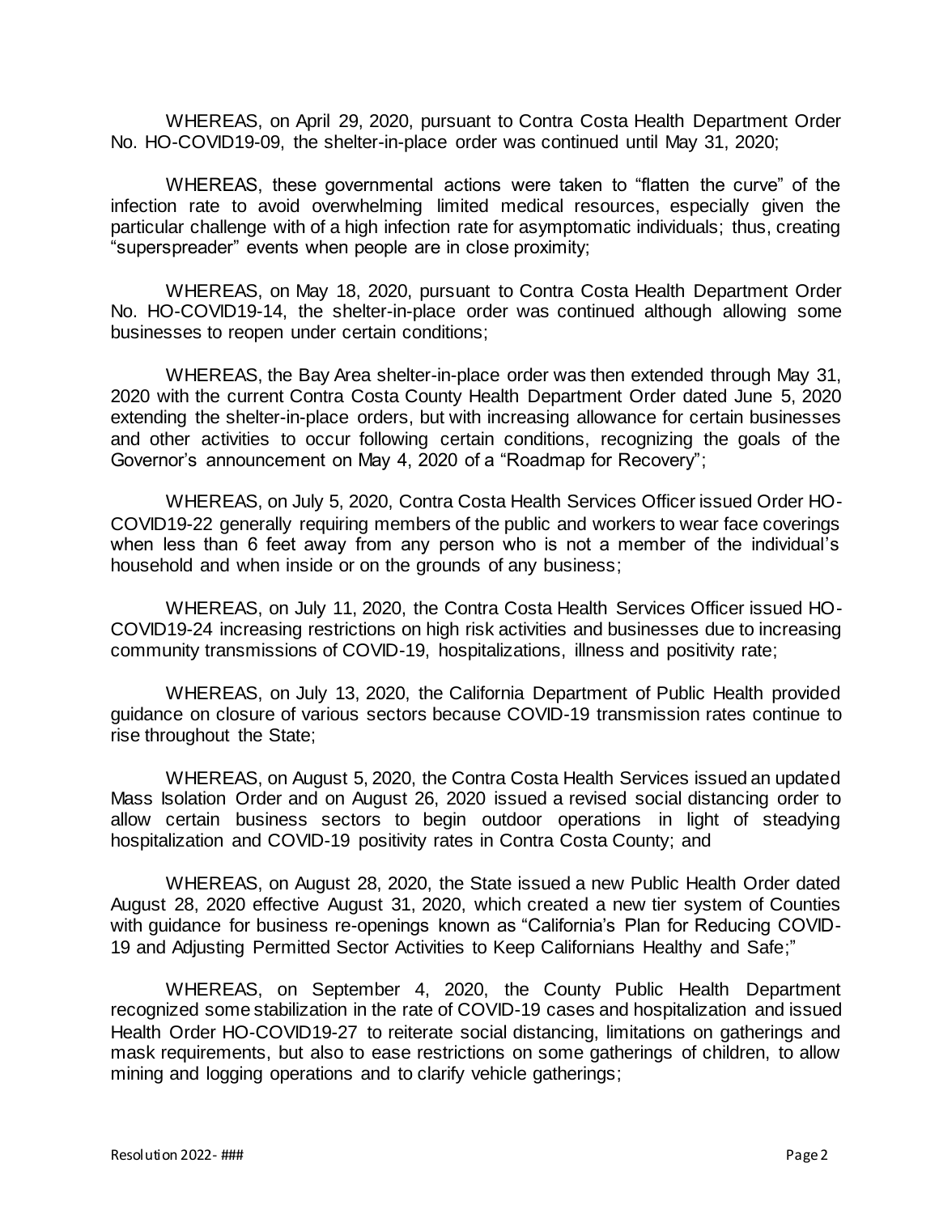WHEREAS, on April 29, 2020, pursuant to Contra Costa Health Department Order No. HO-COVID19-09, the shelter-in-place order was continued until May 31, 2020;

WHEREAS, these governmental actions were taken to "flatten the curve" of the infection rate to avoid overwhelming limited medical resources, especially given the particular challenge with of a high infection rate for asymptomatic individuals; thus, creating "superspreader" events when people are in close proximity;

WHEREAS, on May 18, 2020, pursuant to Contra Costa Health Department Order No. HO-COVID19-14, the shelter-in-place order was continued although allowing some businesses to reopen under certain conditions;

WHEREAS, the Bay Area shelter-in-place order was then extended through May 31, 2020 with the current Contra Costa County Health Department Order dated June 5, 2020 extending the shelter-in-place orders, but with increasing allowance for certain businesses and other activities to occur following certain conditions, recognizing the goals of the Governor's announcement on May 4, 2020 of a "Roadmap for Recovery";

WHEREAS, on July 5, 2020, Contra Costa Health Services Officer issued Order HO-COVID19-22 generally requiring members of the public and workers to wear face coverings when less than 6 feet away from any person who is not a member of the individual's household and when inside or on the grounds of any business;

WHEREAS, on July 11, 2020, the Contra Costa Health Services Officer issued HO-COVID19-24 increasing restrictions on high risk activities and businesses due to increasing community transmissions of COVID-19, hospitalizations, illness and positivity rate;

WHEREAS, on July 13, 2020, the California Department of Public Health provided guidance on closure of various sectors because COVID-19 transmission rates continue to rise throughout the State;

WHEREAS, on August 5, 2020, the Contra Costa Health Services issued an updated Mass Isolation Order and on August 26, 2020 issued a revised social distancing order to allow certain business sectors to begin outdoor operations in light of steadying hospitalization and COVID-19 positivity rates in Contra Costa County; and

WHEREAS, on August 28, 2020, the State issued a new Public Health Order dated August 28, 2020 effective August 31, 2020, which created a new tier system of Counties with guidance for business re-openings known as "California's Plan for Reducing COVID-19 and Adjusting Permitted Sector Activities to Keep Californians Healthy and Safe;"

WHEREAS, on September 4, 2020, the County Public Health Department recognized some stabilization in the rate of COVID-19 cases and hospitalization and issued Health Order HO-COVID19-27 to reiterate social distancing, limitations on gatherings and mask requirements, but also to ease restrictions on some gatherings of children, to allow mining and logging operations and to clarify vehicle gatherings;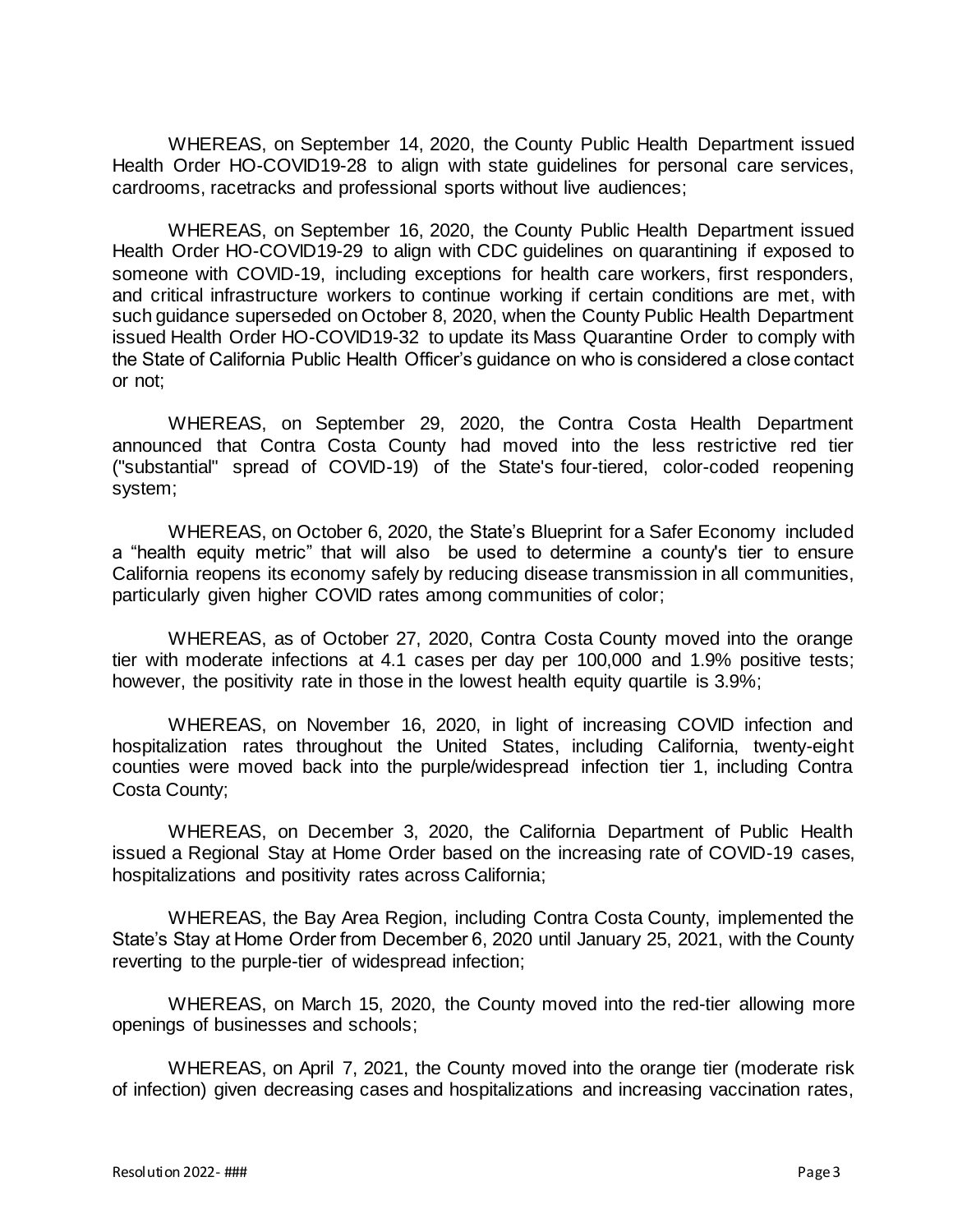WHEREAS, on September 14, 2020, the County Public Health Department issued Health Order HO-COVID19-28 to align with state guidelines for personal care services, cardrooms, racetracks and professional sports without live audiences;

WHEREAS, on September 16, 2020, the County Public Health Department issued Health Order HO-COVID19-29 to align with CDC guidelines on quarantining if exposed to someone with COVID-19, including exceptions for health care workers, first responders, and critical infrastructure workers to continue working if certain conditions are met, with such guidance superseded on October 8, 2020, when the County Public Health Department issued Health Order HO-COVID19-32 to update its Mass Quarantine Order to comply with the State of California Public Health Officer's guidance on who is considered a close contact or not;

WHEREAS, on September 29, 2020, the Contra Costa Health Department announced that Contra Costa County had moved into the less restrictive red tier ("substantial" spread of COVID-19) of the State's four-tiered, color-coded reopening system;

WHEREAS, on October 6, 2020, the State's Blueprint for a Safer Economy included a "health equity metric" that will also be used to determine a county's tier to ensure California reopens its economy safely by reducing disease transmission in all communities, particularly given higher COVID rates among communities of color;

WHEREAS, as of October 27, 2020, Contra Costa County moved into the orange tier with moderate infections at 4.1 cases per day per 100,000 and 1.9% positive tests; however, the positivity rate in those in the lowest health equity quartile is 3.9%;

WHEREAS, on November 16, 2020, in light of increasing COVID infection and hospitalization rates throughout the United States, including California, twenty-eight counties were moved back into the purple/widespread infection tier 1, including Contra Costa County;

WHEREAS, on December 3, 2020, the California Department of Public Health issued a Regional Stay at Home Order based on the increasing rate of COVID-19 cases, hospitalizations and positivity rates across California;

WHEREAS, the Bay Area Region, including Contra Costa County, implemented the State's Stay at Home Order from December 6, 2020 until January 25, 2021, with the County reverting to the purple-tier of widespread infection;

WHEREAS, on March 15, 2020, the County moved into the red-tier allowing more openings of businesses and schools;

WHEREAS, on April 7, 2021, the County moved into the orange tier (moderate risk of infection) given decreasing cases and hospitalizations and increasing vaccination rates,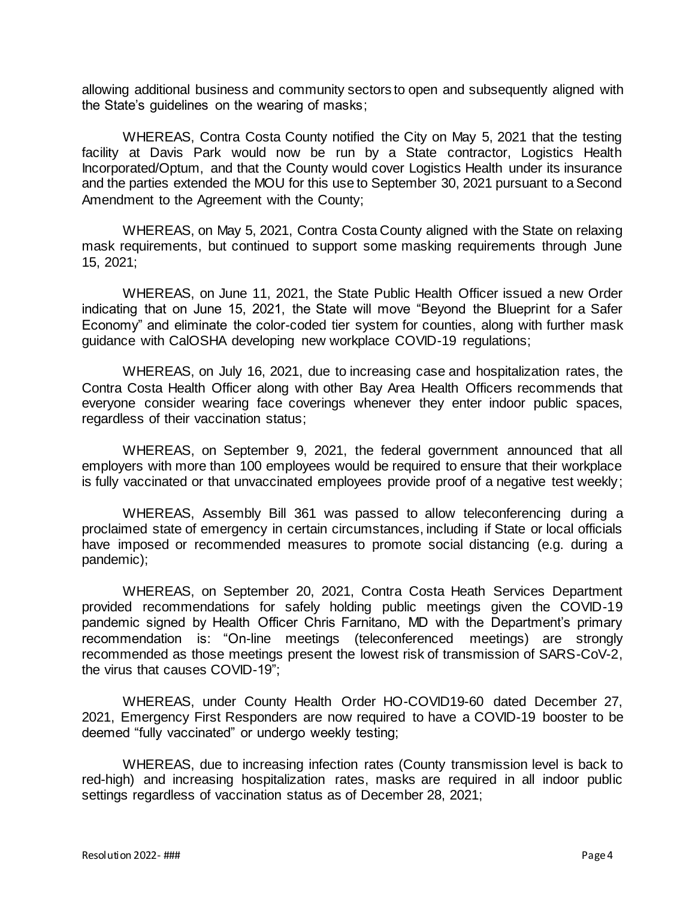allowing additional business and community sectors to open and subsequently aligned with the State's guidelines on the wearing of masks;

WHEREAS, Contra Costa County notified the City on May 5, 2021 that the testing facility at Davis Park would now be run by a State contractor, Logistics Health Incorporated/Optum, and that the County would cover Logistics Health under its insurance and the parties extended the MOU for this use to September 30, 2021 pursuant to a Second Amendment to the Agreement with the County;

WHEREAS, on May 5, 2021, Contra Costa County aligned with the State on relaxing mask requirements, but continued to support some masking requirements through June 15, 2021;

WHEREAS, on June 11, 2021, the State Public Health Officer issued a new Order indicating that on June 15, 2021, the State will move "Beyond the Blueprint for a Safer Economy" and eliminate the color-coded tier system for counties, along with further mask guidance with CalOSHA developing new workplace COVID-19 regulations;

WHEREAS, on July 16, 2021, due to increasing case and hospitalization rates, the Contra Costa Health Officer along with other Bay Area Health Officers recommends that everyone consider wearing face coverings whenever they enter indoor public spaces, regardless of their vaccination status;

WHEREAS, on September 9, 2021, the federal government announced that all employers with more than 100 employees would be required to ensure that their workplace is fully vaccinated or that unvaccinated employees provide proof of a negative test weekly;

WHEREAS, Assembly Bill 361 was passed to allow teleconferencing during a proclaimed state of emergency in certain circumstances, including if State or local officials have imposed or recommended measures to promote social distancing (e.g. during a pandemic);

WHEREAS, on September 20, 2021, Contra Costa Heath Services Department provided recommendations for safely holding public meetings given the COVID-19 pandemic signed by Health Officer Chris Farnitano, MD with the Department's primary recommendation is: "On-line meetings (teleconferenced meetings) are strongly recommended as those meetings present the lowest risk of transmission of SARS-CoV-2, the virus that causes COVID-19";

WHEREAS, under County Health Order HO-COVID19-60 dated December 27, 2021, Emergency First Responders are now required to have a COVID-19 booster to be deemed "fully vaccinated" or undergo weekly testing;

WHEREAS, due to increasing infection rates (County transmission level is back to red-high) and increasing hospitalization rates, masks are required in all indoor public settings regardless of vaccination status as of December 28, 2021;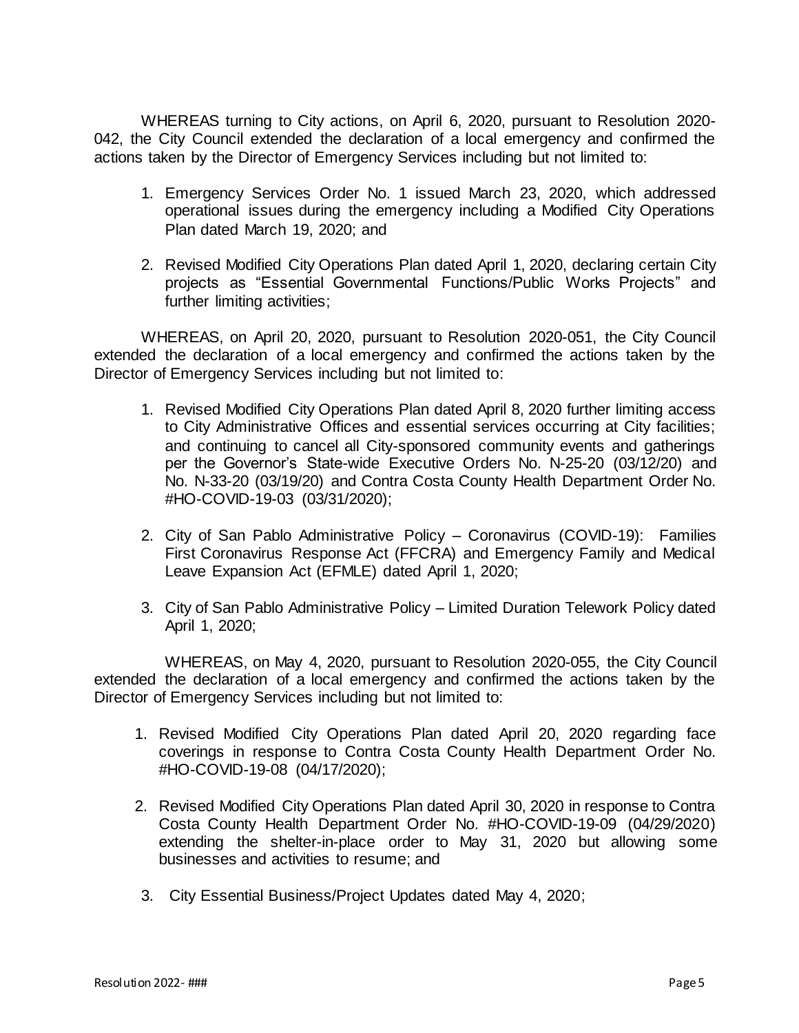WHEREAS turning to City actions, on April 6, 2020, pursuant to Resolution 2020-042, the City Council extended the declaration of a local emergency and confirmed the actions taken by the Director of Emergency Services including but not limited to:

1. Emergency Services Order No. 1 issued March 23, 2020, which addressed operational issues during the emergency including a Modified City Operations Plan dated March 19, 2020; and

2. Revised Modified City Operations Plan dated April 1, 2020, declaring certain City projects as "Essential Governmental Functions/Public Works Projects" and further limiting activities;

WHEREAS, on April 20, 2020, pursuant to Resolution 2020-051, the City Council extended the declaration of a local emergency and confirmed the actions taken by the Director of Emergency Services including but not limited to:

1. Revised Modified City Operations Plan dated April 8, 2020 further limiting access to City Administrative Offices and essential services occurring at City facilities; and continuing to cancel all City-sponsored community events and gatherings per the Governor's State-wide Executive Orders No. N-25-20 (03/12/20) and No. N-33-20 (03/19/20) and Contra Costa County Health Department Order No. #HO-COVID-19-03 (03/31/2020);

2. City of San Pablo Administrative Policy – Coronavirus (COVID-19): Families First Coronavirus Response Act (FFCRA) and Emergency Family and Medical Leave Expansion Act (EFMLE) dated April 1, 2020;

3. City of San Pablo Administrative Policy – Limited Duration Telework Policy dated April 1, 2020;

WHEREAS, on May 4, 2020, pursuant to Resolution 2020-055, the City Council extended the declaration of a local emergency and confirmed the actions taken by the Director of Emergency Services including but not limited to:

1. Revised Modified City Operations Plan dated April 20, 2020 regarding face coverings in response to Contra Costa County Health Department Order No. #HO-COVID-19-08 (04/17/2020);

2. Revised Modified City Operations Plan dated April 30, 2020 in response to Contra Costa County Health Department Order No. #HO-COVID-19-09 (04/29/2020) extending the shelter-in-place order to May 31, 2020 but allowing some businesses and activities to resume; and

3. City Essential Business/Project Updates dated May 4, 2020;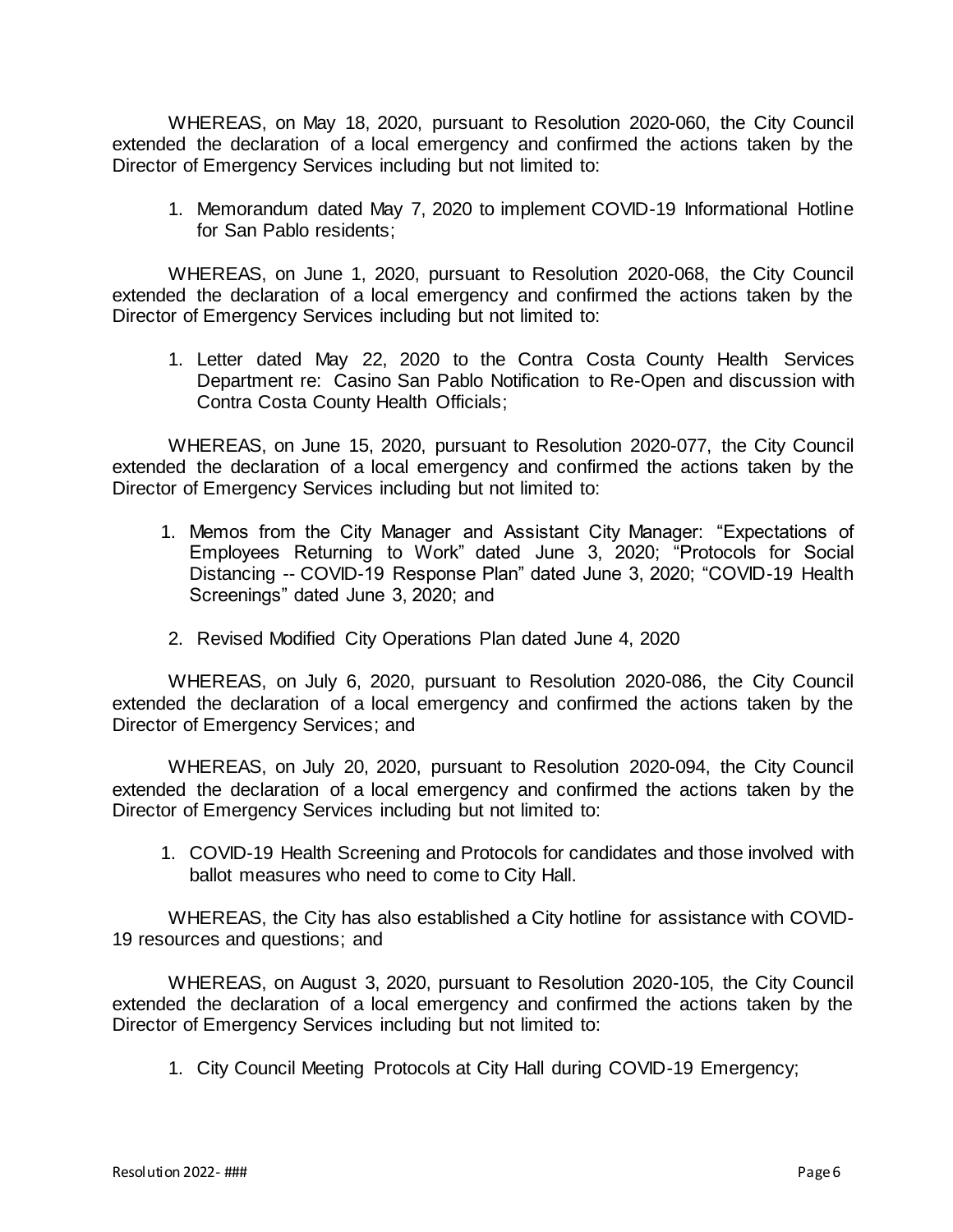WHEREAS, on May 18, 2020, pursuant to Resolution 2020-060, the City Council extended the declaration of a local emergency and confirmed the actions taken by the Director of Emergency Services including but not limited to:

1. Memorandum dated May 7, 2020 to implement COVID-19 Informational Hotline for San Pablo residents;

WHEREAS, on June 1, 2020, pursuant to Resolution 2020-068, the City Council extended the declaration of a local emergency and confirmed the actions taken by the Director of Emergency Services including but not limited to:

1. Letter dated May 22, 2020 to the Contra Costa County Health Services Department re: Casino San Pablo Notification to Re-Open and discussion with Contra Costa County Health Officials;

WHEREAS, on June 15, 2020, pursuant to Resolution 2020-077, the City Council extended the declaration of a local emergency and confirmed the actions taken by the Director of Emergency Services including but not limited to:

1. Memos from the City Manager and Assistant City Manager: "Expectations of Employees Returning to Work" dated June 3, 2020; "Protocols for Social Distancing -- COVID-19 Response Plan" dated June 3, 2020; "COVID-19 Health Screenings" dated June 3, 2020; and
2. Revised Modified City Operations Plan dated June 4, 2020

WHEREAS, on July 6, 2020, pursuant to Resolution 2020-086, the City Council extended the declaration of a local emergency and confirmed the actions taken by the Director of Emergency Services; and

WHEREAS, on July 20, 2020, pursuant to Resolution 2020-094, the City Council extended the declaration of a local emergency and confirmed the actions taken by the Director of Emergency Services including but not limited to:

1. COVID-19 Health Screening and Protocols for candidates and those involved with ballot measures who need to come to City Hall.

WHEREAS, the City has also established a City hotline for assistance with COVID-19 resources and questions; and

WHEREAS, on August 3, 2020, pursuant to Resolution 2020-105, the City Council extended the declaration of a local emergency and confirmed the actions taken by the Director of Emergency Services including but not limited to:

1. City Council Meeting Protocols at City Hall during COVID-19 Emergency;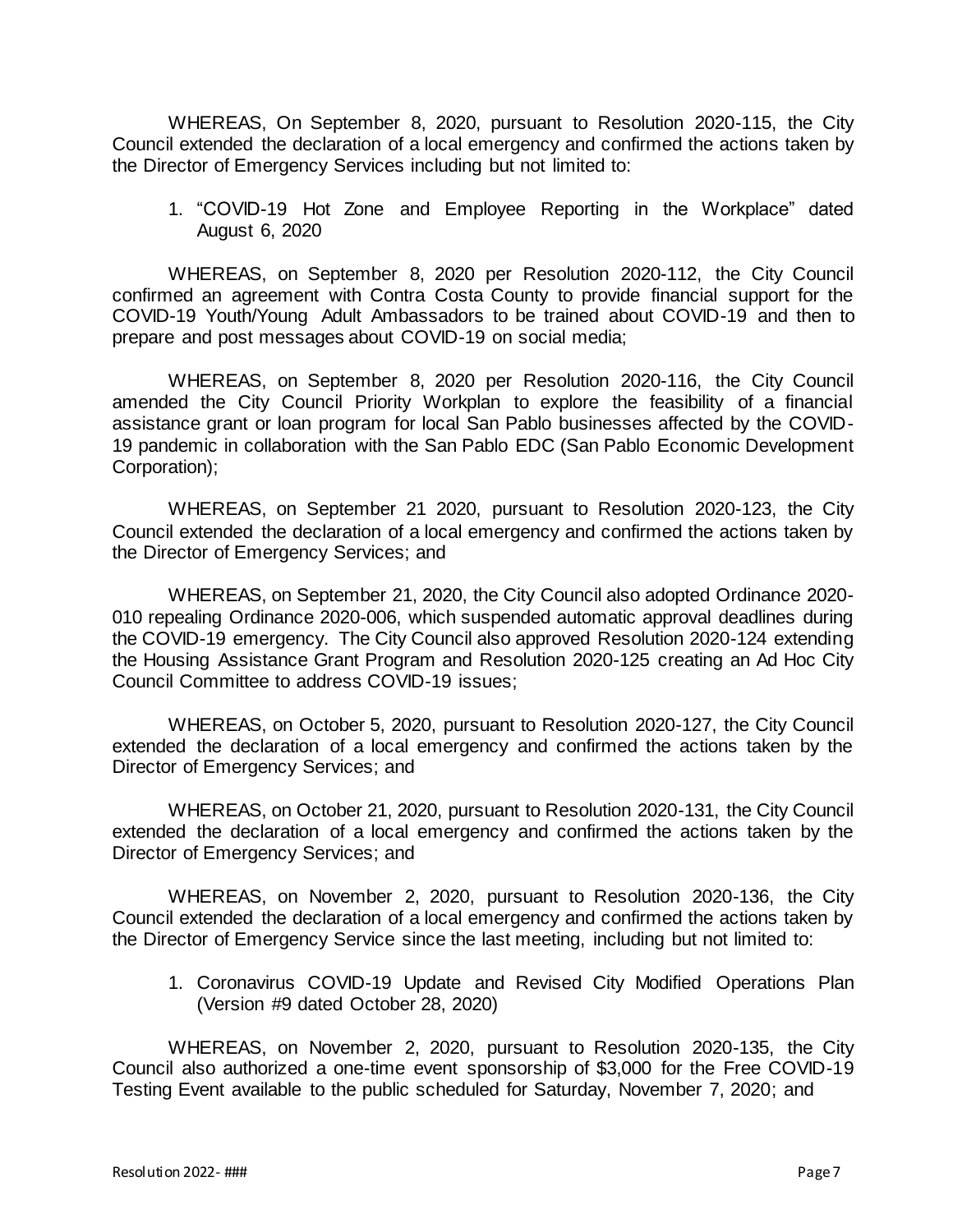WHEREAS, On September 8, 2020, pursuant to Resolution 2020-115, the City Council extended the declaration of a local emergency and confirmed the actions taken by the Director of Emergency Services including but not limited to:

1. "COVID-19 Hot Zone and Employee Reporting in the Workplace" dated August 6, 2020

WHEREAS, on September 8, 2020 per Resolution 2020-112, the City Council confirmed an agreement with Contra Costa County to provide financial support for the COVID-19 Youth/Young Adult Ambassadors to be trained about COVID-19 and then to prepare and post messages about COVID-19 on social media;

WHEREAS, on September 8, 2020 per Resolution 2020-116, the City Council amended the City Council Priority Workplan to explore the feasibility of a financial assistance grant or loan program for local San Pablo businesses affected by the COVID-19 pandemic in collaboration with the San Pablo EDC (San Pablo Economic Development Corporation);

WHEREAS, on September 21 2020, pursuant to Resolution 2020-123, the City Council extended the declaration of a local emergency and confirmed the actions taken by the Director of Emergency Services; and

WHEREAS, on September 21, 2020, the City Council also adopted Ordinance 2020-010 repealing Ordinance 2020-006, which suspended automatic approval deadlines during the COVID-19 emergency. The City Council also approved Resolution 2020-124 extending the Housing Assistance Grant Program and Resolution 2020-125 creating an Ad Hoc City Council Committee to address COVID-19 issues;

WHEREAS, on October 5, 2020, pursuant to Resolution 2020-127, the City Council extended the declaration of a local emergency and confirmed the actions taken by the Director of Emergency Services; and

WHEREAS, on October 21, 2020, pursuant to Resolution 2020-131, the City Council extended the declaration of a local emergency and confirmed the actions taken by the Director of Emergency Services; and

WHEREAS, on November 2, 2020, pursuant to Resolution 2020-136, the City Council extended the declaration of a local emergency and confirmed the actions taken by the Director of Emergency Service since the last meeting, including but not limited to:

1. Coronavirus COVID-19 Update and Revised City Modified Operations Plan (Version #9 dated October 28, 2020)

WHEREAS, on November 2, 2020, pursuant to Resolution 2020-135, the City Council also authorized a one-time event sponsorship of $3,000 for the Free COVID-19 Testing Event available to the public scheduled for Saturday, November 7, 2020; and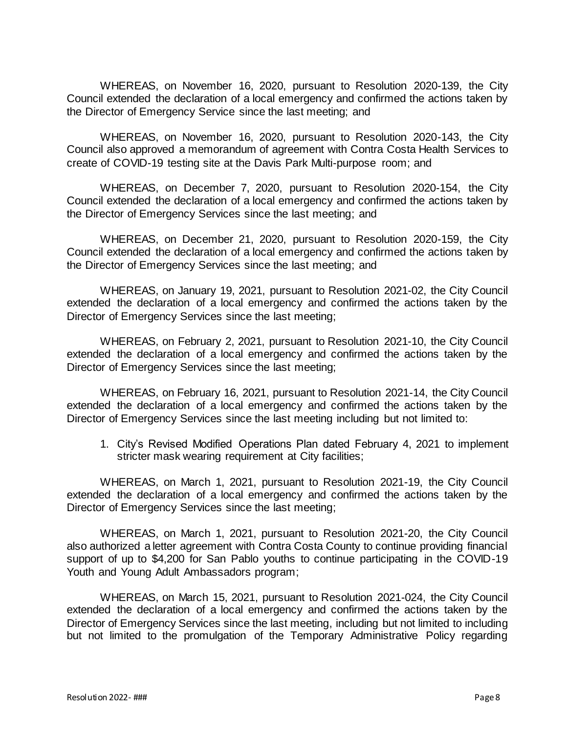WHEREAS, on November 16, 2020, pursuant to Resolution 2020-139, the City Council extended the declaration of a local emergency and confirmed the actions taken by the Director of Emergency Service since the last meeting; and

WHEREAS, on November 16, 2020, pursuant to Resolution 2020-143, the City Council also approved a memorandum of agreement with Contra Costa Health Services to create of COVID-19 testing site at the Davis Park Multi-purpose room; and

WHEREAS, on December 7, 2020, pursuant to Resolution 2020-154, the City Council extended the declaration of a local emergency and confirmed the actions taken by the Director of Emergency Services since the last meeting; and

WHEREAS, on December 21, 2020, pursuant to Resolution 2020-159, the City Council extended the declaration of a local emergency and confirmed the actions taken by the Director of Emergency Services since the last meeting; and

WHEREAS, on January 19, 2021, pursuant to Resolution 2021-02, the City Council extended the declaration of a local emergency and confirmed the actions taken by the Director of Emergency Services since the last meeting;

WHEREAS, on February 2, 2021, pursuant to Resolution 2021-10, the City Council extended the declaration of a local emergency and confirmed the actions taken by the Director of Emergency Services since the last meeting;

WHEREAS, on February 16, 2021, pursuant to Resolution 2021-14, the City Council extended the declaration of a local emergency and confirmed the actions taken by the Director of Emergency Services since the last meeting including but not limited to:

1. City's Revised Modified Operations Plan dated February 4, 2021 to implement stricter mask wearing requirement at City facilities;

WHEREAS, on March 1, 2021, pursuant to Resolution 2021-19, the City Council extended the declaration of a local emergency and confirmed the actions taken by the Director of Emergency Services since the last meeting;

WHEREAS, on March 1, 2021, pursuant to Resolution 2021-20, the City Council also authorized a letter agreement with Contra Costa County to continue providing financial support of up to $4,200 for San Pablo youths to continue participating in the COVID-19 Youth and Young Adult Ambassadors program;

WHEREAS, on March 15, 2021, pursuant to Resolution 2021-024, the City Council extended the declaration of a local emergency and confirmed the actions taken by the Director of Emergency Services since the last meeting, including but not limited to including but not limited to the promulgation of the Temporary Administrative Policy regarding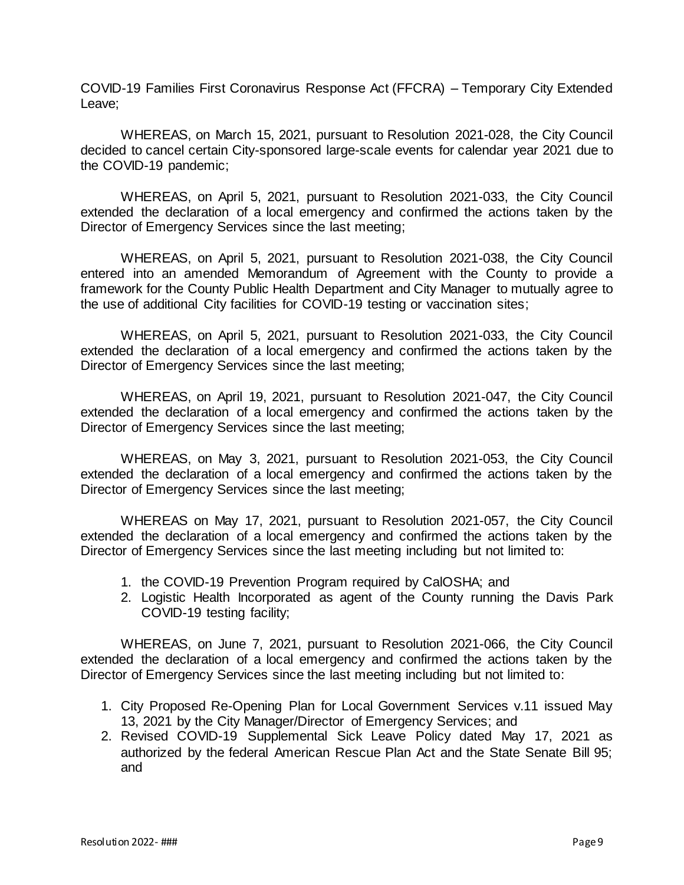COVID-19 Families First Coronavirus Response Act (FFCRA) – Temporary City Extended Leave;

WHEREAS, on March 15, 2021, pursuant to Resolution 2021-028, the City Council decided to cancel certain City-sponsored large-scale events for calendar year 2021 due to the COVID-19 pandemic;

WHEREAS, on April 5, 2021, pursuant to Resolution 2021-033, the City Council extended the declaration of a local emergency and confirmed the actions taken by the Director of Emergency Services since the last meeting;

WHEREAS, on April 5, 2021, pursuant to Resolution 2021-038, the City Council entered into an amended Memorandum of Agreement with the County to provide a framework for the County Public Health Department and City Manager to mutually agree to the use of additional City facilities for COVID-19 testing or vaccination sites;

WHEREAS, on April 5, 2021, pursuant to Resolution 2021-033, the City Council extended the declaration of a local emergency and confirmed the actions taken by the Director of Emergency Services since the last meeting;

WHEREAS, on April 19, 2021, pursuant to Resolution 2021-047, the City Council extended the declaration of a local emergency and confirmed the actions taken by the Director of Emergency Services since the last meeting;

WHEREAS, on May 3, 2021, pursuant to Resolution 2021-053, the City Council extended the declaration of a local emergency and confirmed the actions taken by the Director of Emergency Services since the last meeting;

WHEREAS on May 17, 2021, pursuant to Resolution 2021-057, the City Council extended the declaration of a local emergency and confirmed the actions taken by the Director of Emergency Services since the last meeting including but not limited to:

1. the COVID-19 Prevention Program required by CalOSHA; and
2. Logistic Health Incorporated as agent of the County running the Davis Park COVID-19 testing facility;

WHEREAS, on June 7, 2021, pursuant to Resolution 2021-066, the City Council extended the declaration of a local emergency and confirmed the actions taken by the Director of Emergency Services since the last meeting including but not limited to:

1. City Proposed Re-Opening Plan for Local Government Services v.11 issued May 13, 2021 by the City Manager/Director of Emergency Services; and
2. Revised COVID-19 Supplemental Sick Leave Policy dated May 17, 2021 as authorized by the federal American Rescue Plan Act and the State Senate Bill 95; and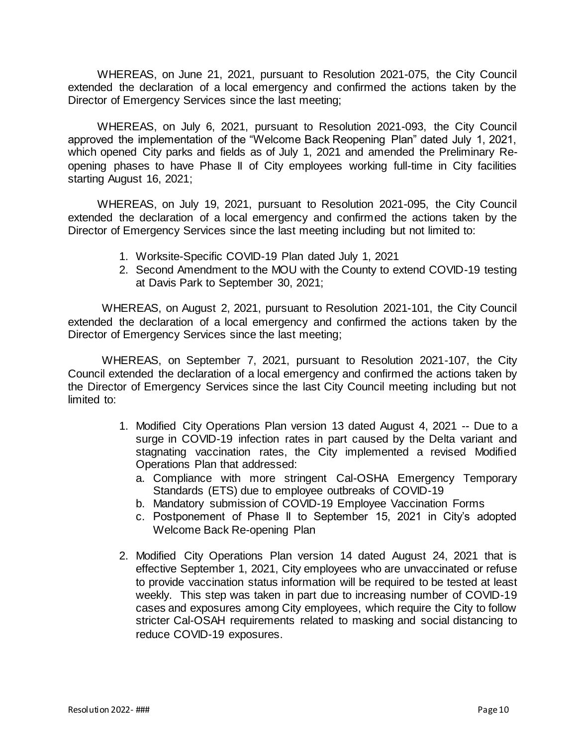WHEREAS, on June 21, 2021, pursuant to Resolution 2021-075, the City Council extended the declaration of a local emergency and confirmed the actions taken by the Director of Emergency Services since the last meeting;

WHEREAS, on July 6, 2021, pursuant to Resolution 2021-093, the City Council approved the implementation of the "Welcome Back Reopening Plan" dated July 1, 2021, which opened City parks and fields as of July 1, 2021 and amended the Preliminary Re-opening phases to have Phase II of City employees working full-time in City facilities starting August 16, 2021;

WHEREAS, on July 19, 2021, pursuant to Resolution 2021-095, the City Council extended the declaration of a local emergency and confirmed the actions taken by the Director of Emergency Services since the last meeting including but not limited to:

1. Worksite-Specific COVID-19 Plan dated July 1, 2021
2. Second Amendment to the MOU with the County to extend COVID-19 testing at Davis Park to September 30, 2021;

WHEREAS, on August 2, 2021, pursuant to Resolution 2021-101, the City Council extended the declaration of a local emergency and confirmed the actions taken by the Director of Emergency Services since the last meeting;

WHEREAS, on September 7, 2021, pursuant to Resolution 2021-107, the City Council extended the declaration of a local emergency and confirmed the actions taken by the Director of Emergency Services since the last City Council meeting including but not limited to:

1. Modified City Operations Plan version 13 dated August 4, 2021 -- Due to a surge in COVID-19 infection rates in part caused by the Delta variant and stagnating vaccination rates, the City implemented a revised Modified Operations Plan that addressed:
   a. Compliance with more stringent Cal-OSHA Emergency Temporary Standards (ETS) due to employee outbreaks of COVID-19
   b. Mandatory submission of COVID-19 Employee Vaccination Forms
   c. Postponement of Phase II to September 15, 2021 in City's adopted Welcome Back Re-opening Plan
2. Modified City Operations Plan version 14 dated August 24, 2021 that is effective September 1, 2021, City employees who are unvaccinated or refuse to provide vaccination status information will be required to be tested at least weekly. This step was taken in part due to increasing number of COVID-19 cases and exposures among City employees, which require the City to follow stricter Cal-OSAH requirements related to masking and social distancing to reduce COVID-19 exposures.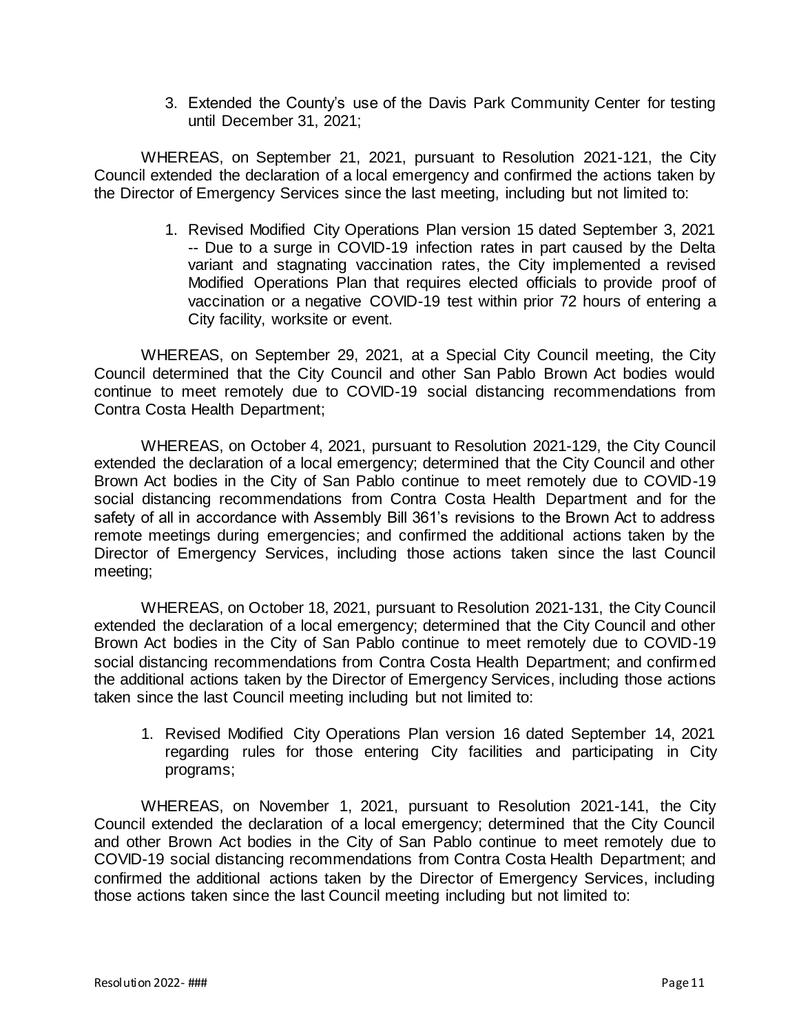3. Extended the County's use of the Davis Park Community Center for testing until December 31, 2021;

WHEREAS, on September 21, 2021, pursuant to Resolution 2021-121, the City Council extended the declaration of a local emergency and confirmed the actions taken by the Director of Emergency Services since the last meeting, including but not limited to:

1. Revised Modified City Operations Plan version 15 dated September 3, 2021 -- Due to a surge in COVID-19 infection rates in part caused by the Delta variant and stagnating vaccination rates, the City implemented a revised Modified Operations Plan that requires elected officials to provide proof of vaccination or a negative COVID-19 test within prior 72 hours of entering a City facility, worksite or event.

WHEREAS, on September 29, 2021, at a Special City Council meeting, the City Council determined that the City Council and other San Pablo Brown Act bodies would continue to meet remotely due to COVID-19 social distancing recommendations from Contra Costa Health Department;

WHEREAS, on October 4, 2021, pursuant to Resolution 2021-129, the City Council extended the declaration of a local emergency; determined that the City Council and other Brown Act bodies in the City of San Pablo continue to meet remotely due to COVID-19 social distancing recommendations from Contra Costa Health Department and for the safety of all in accordance with Assembly Bill 361's revisions to the Brown Act to address remote meetings during emergencies; and confirmed the additional actions taken by the Director of Emergency Services, including those actions taken since the last Council meeting;

WHEREAS, on October 18, 2021, pursuant to Resolution 2021-131, the City Council extended the declaration of a local emergency; determined that the City Council and other Brown Act bodies in the City of San Pablo continue to meet remotely due to COVID-19 social distancing recommendations from Contra Costa Health Department; and confirmed the additional actions taken by the Director of Emergency Services, including those actions taken since the last Council meeting including but not limited to:

1. Revised Modified City Operations Plan version 16 dated September 14, 2021 regarding rules for those entering City facilities and participating in City programs;

WHEREAS, on November 1, 2021, pursuant to Resolution 2021-141, the City Council extended the declaration of a local emergency; determined that the City Council and other Brown Act bodies in the City of San Pablo continue to meet remotely due to COVID-19 social distancing recommendations from Contra Costa Health Department; and confirmed the additional actions taken by the Director of Emergency Services, including those actions taken since the last Council meeting including but not limited to: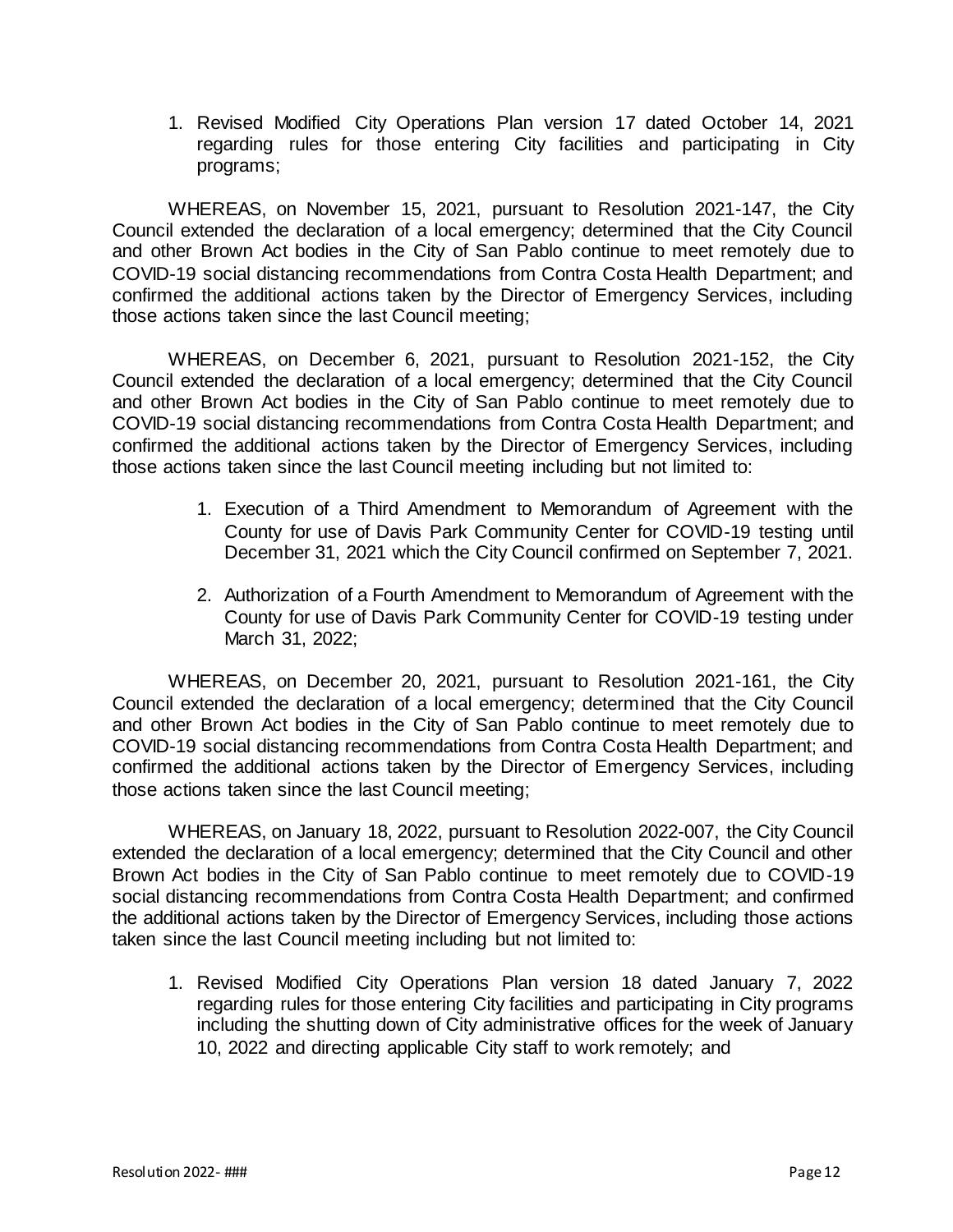1. Revised Modified City Operations Plan version 17 dated October 14, 2021 regarding rules for those entering City facilities and participating in City programs;

WHEREAS, on November 15, 2021, pursuant to Resolution 2021-147, the City Council extended the declaration of a local emergency; determined that the City Council and other Brown Act bodies in the City of San Pablo continue to meet remotely due to COVID-19 social distancing recommendations from Contra Costa Health Department; and confirmed the additional actions taken by the Director of Emergency Services, including those actions taken since the last Council meeting;

WHEREAS, on December 6, 2021, pursuant to Resolution 2021-152, the City Council extended the declaration of a local emergency; determined that the City Council and other Brown Act bodies in the City of San Pablo continue to meet remotely due to COVID-19 social distancing recommendations from Contra Costa Health Department; and confirmed the additional actions taken by the Director of Emergency Services, including those actions taken since the last Council meeting including but not limited to:

1. Execution of a Third Amendment to Memorandum of Agreement with the County for use of Davis Park Community Center for COVID-19 testing until December 31, 2021 which the City Council confirmed on September 7, 2021.

2. Authorization of a Fourth Amendment to Memorandum of Agreement with the County for use of Davis Park Community Center for COVID-19 testing under March 31, 2022;

WHEREAS, on December 20, 2021, pursuant to Resolution 2021-161, the City Council extended the declaration of a local emergency; determined that the City Council and other Brown Act bodies in the City of San Pablo continue to meet remotely due to COVID-19 social distancing recommendations from Contra Costa Health Department; and confirmed the additional actions taken by the Director of Emergency Services, including those actions taken since the last Council meeting;

WHEREAS, on January 18, 2022, pursuant to Resolution 2022-007, the City Council extended the declaration of a local emergency; determined that the City Council and other Brown Act bodies in the City of San Pablo continue to meet remotely due to COVID-19 social distancing recommendations from Contra Costa Health Department; and confirmed the additional actions taken by the Director of Emergency Services, including those actions taken since the last Council meeting including but not limited to:

1. Revised Modified City Operations Plan version 18 dated January 7, 2022 regarding rules for those entering City facilities and participating in City programs including the shutting down of City administrative offices for the week of January 10, 2022 and directing applicable City staff to work remotely; and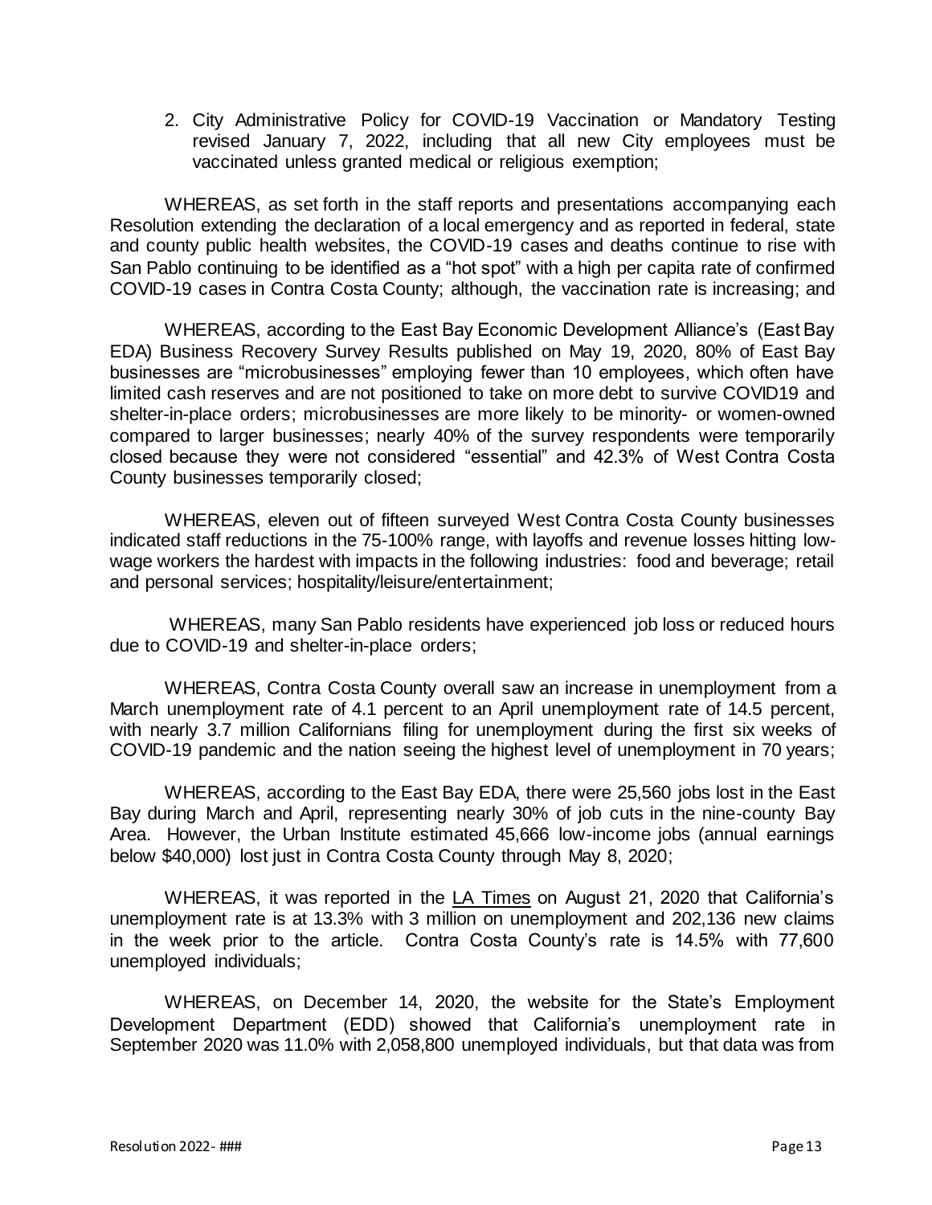2. City Administrative Policy for COVID-19 Vaccination or Mandatory Testing revised January 7, 2022, including that all new City employees must be vaccinated unless granted medical or religious exemption;

WHEREAS, as set forth in the staff reports and presentations accompanying each Resolution extending the declaration of a local emergency and as reported in federal, state and county public health websites, the COVID-19 cases and deaths continue to rise with San Pablo continuing to be identified as a "hot spot" with a high per capita rate of confirmed COVID-19 cases in Contra Costa County; although, the vaccination rate is increasing; and

WHEREAS, according to the East Bay Economic Development Alliance's (East Bay EDA) Business Recovery Survey Results published on May 19, 2020, 80% of East Bay businesses are "microbusinesses" employing fewer than 10 employees, which often have limited cash reserves and are not positioned to take on more debt to survive COVID19 and shelter-in-place orders; microbusinesses are more likely to be minority- or women-owned compared to larger businesses; nearly 40% of the survey respondents were temporarily closed because they were not considered "essential" and 42.3% of West Contra Costa County businesses temporarily closed;

WHEREAS, eleven out of fifteen surveyed West Contra Costa County businesses indicated staff reductions in the 75-100% range, with layoffs and revenue losses hitting low-wage workers the hardest with impacts in the following industries: food and beverage; retail and personal services; hospitality/leisure/entertainment;

WHEREAS, many San Pablo residents have experienced job loss or reduced hours due to COVID-19 and shelter-in-place orders;

WHEREAS, Contra Costa County overall saw an increase in unemployment from a March unemployment rate of 4.1 percent to an April unemployment rate of 14.5 percent, with nearly 3.7 million Californians filing for unemployment during the first six weeks of COVID-19 pandemic and the nation seeing the highest level of unemployment in 70 years;

WHEREAS, according to the East Bay EDA, there were 25,560 jobs lost in the East Bay during March and April, representing nearly 30% of job cuts in the nine-county Bay Area. However, the Urban Institute estimated 45,666 low-income jobs (annual earnings below $40,000) lost just in Contra Costa County through May 8, 2020;

WHEREAS, it was reported in the LA Times on August 21, 2020 that California's unemployment rate is at 13.3% with 3 million on unemployment and 202,136 new claims in the week prior to the article. Contra Costa County's rate is 14.5% with 77,600 unemployed individuals;

WHEREAS, on December 14, 2020, the website for the State's Employment Development Department (EDD) showed that California's unemployment rate in September 2020 was 11.0% with 2,058,800 unemployed individuals, but that data was from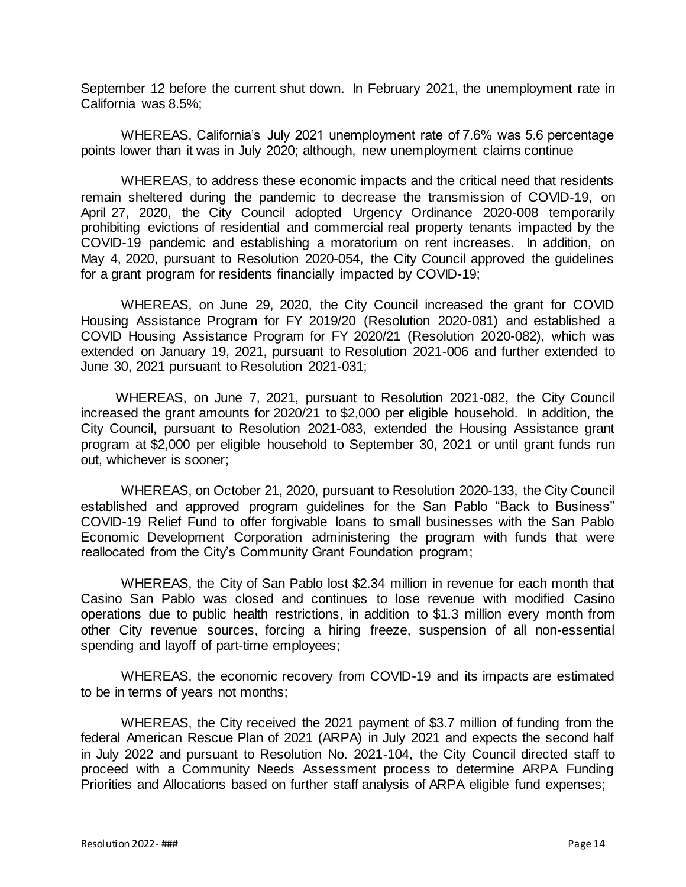September 12 before the current shut down. In February 2021, the unemployment rate in California was 8.5%;

WHEREAS, California's July 2021 unemployment rate of 7.6% was 5.6 percentage points lower than it was in July 2020; although, new unemployment claims continue

WHEREAS, to address these economic impacts and the critical need that residents remain sheltered during the pandemic to decrease the transmission of COVID-19, on April 27, 2020, the City Council adopted Urgency Ordinance 2020-008 temporarily prohibiting evictions of residential and commercial real property tenants impacted by the COVID-19 pandemic and establishing a moratorium on rent increases. In addition, on May 4, 2020, pursuant to Resolution 2020-054, the City Council approved the guidelines for a grant program for residents financially impacted by COVID-19;

WHEREAS, on June 29, 2020, the City Council increased the grant for COVID Housing Assistance Program for FY 2019/20 (Resolution 2020-081) and established a COVID Housing Assistance Program for FY 2020/21 (Resolution 2020-082), which was extended on January 19, 2021, pursuant to Resolution 2021-006 and further extended to June 30, 2021 pursuant to Resolution 2021-031;

WHEREAS, on June 7, 2021, pursuant to Resolution 2021-082, the City Council increased the grant amounts for 2020/21 to $2,000 per eligible household. In addition, the City Council, pursuant to Resolution 2021-083, extended the Housing Assistance grant program at $2,000 per eligible household to September 30, 2021 or until grant funds run out, whichever is sooner;

WHEREAS, on October 21, 2020, pursuant to Resolution 2020-133, the City Council established and approved program guidelines for the San Pablo "Back to Business" COVID-19 Relief Fund to offer forgivable loans to small businesses with the San Pablo Economic Development Corporation administering the program with funds that were reallocated from the City's Community Grant Foundation program;

WHEREAS, the City of San Pablo lost $2.34 million in revenue for each month that Casino San Pablo was closed and continues to lose revenue with modified Casino operations due to public health restrictions, in addition to $1.3 million every month from other City revenue sources, forcing a hiring freeze, suspension of all non-essential spending and layoff of part-time employees;

WHEREAS, the economic recovery from COVID-19 and its impacts are estimated to be in terms of years not months;

WHEREAS, the City received the 2021 payment of $3.7 million of funding from the federal American Rescue Plan of 2021 (ARPA) in July 2021 and expects the second half in July 2022 and pursuant to Resolution No. 2021-104, the City Council directed staff to proceed with a Community Needs Assessment process to determine ARPA Funding Priorities and Allocations based on further staff analysis of ARPA eligible fund expenses;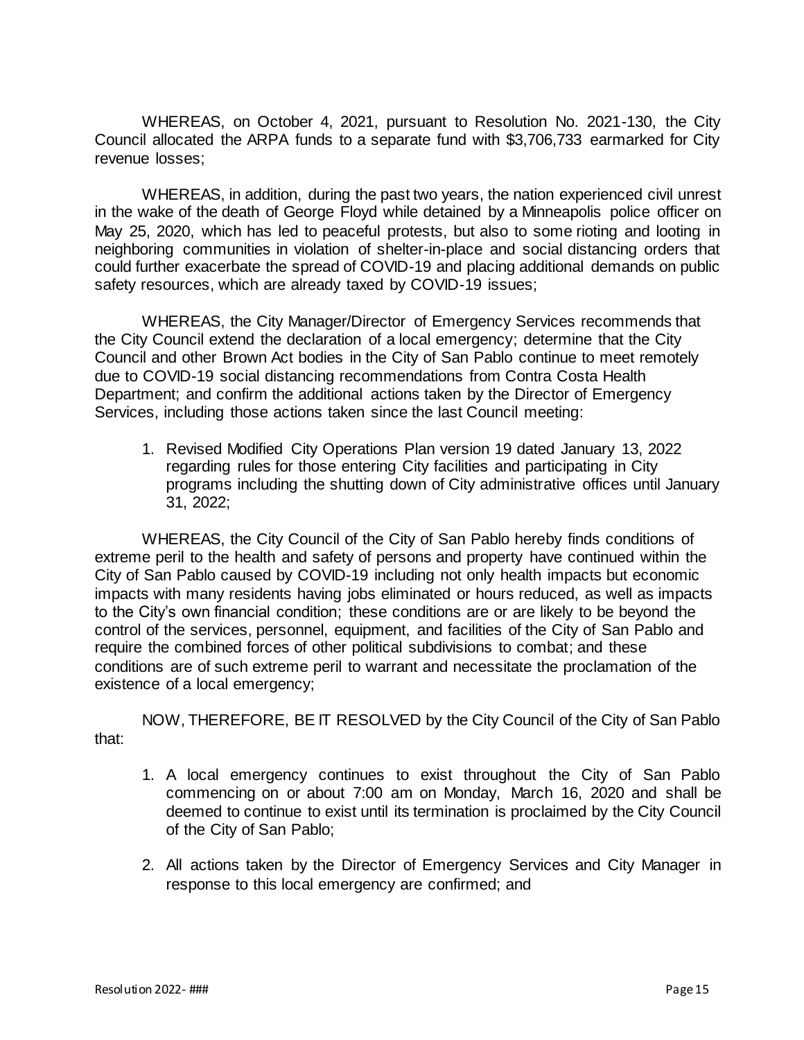WHEREAS, on October 4, 2021, pursuant to Resolution No. 2021-130, the City Council allocated the ARPA funds to a separate fund with $3,706,733 earmarked for City revenue losses;

WHEREAS, in addition, during the past two years, the nation experienced civil unrest in the wake of the death of George Floyd while detained by a Minneapolis police officer on May 25, 2020, which has led to peaceful protests, but also to some rioting and looting in neighboring communities in violation of shelter-in-place and social distancing orders that could further exacerbate the spread of COVID-19 and placing additional demands on public safety resources, which are already taxed by COVID-19 issues;

WHEREAS, the City Manager/Director of Emergency Services recommends that the City Council extend the declaration of a local emergency; determine that the City Council and other Brown Act bodies in the City of San Pablo continue to meet remotely due to COVID-19 social distancing recommendations from Contra Costa Health Department; and confirm the additional actions taken by the Director of Emergency Services, including those actions taken since the last Council meeting:

1. Revised Modified City Operations Plan version 19 dated January 13, 2022 regarding rules for those entering City facilities and participating in City programs including the shutting down of City administrative offices until January 31, 2022;

WHEREAS, the City Council of the City of San Pablo hereby finds conditions of extreme peril to the health and safety of persons and property have continued within the City of San Pablo caused by COVID-19 including not only health impacts but economic impacts with many residents having jobs eliminated or hours reduced, as well as impacts to the City's own financial condition; these conditions are or are likely to be beyond the control of the services, personnel, equipment, and facilities of the City of San Pablo and require the combined forces of other political subdivisions to combat; and these conditions are of such extreme peril to warrant and necessitate the proclamation of the existence of a local emergency;

NOW, THEREFORE, BE IT RESOLVED by the City Council of the City of San Pablo that:

1. A local emergency continues to exist throughout the City of San Pablo commencing on or about 7:00 am on Monday, March 16, 2020 and shall be deemed to continue to exist until its termination is proclaimed by the City Council of the City of San Pablo;

2. All actions taken by the Director of Emergency Services and City Manager in response to this local emergency are confirmed; and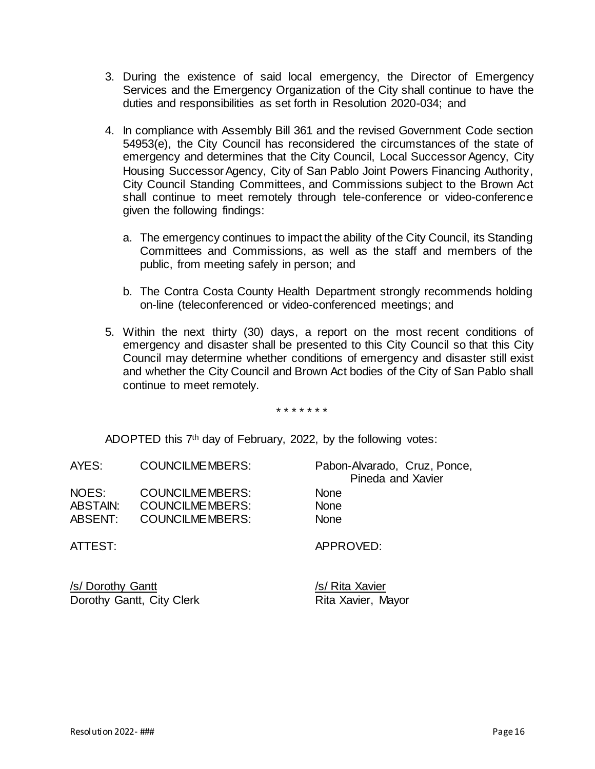3. During the existence of said local emergency, the Director of Emergency Services and the Emergency Organization of the City shall continue to have the duties and responsibilities as set forth in Resolution 2020-034; and

4. In compliance with Assembly Bill 361 and the revised Government Code section 54953(e), the City Council has reconsidered the circumstances of the state of emergency and determines that the City Council, Local Successor Agency, City Housing Successor Agency, City of San Pablo Joint Powers Financing Authority, City Council Standing Committees, and Commissions subject to the Brown Act shall continue to meet remotely through tele-conference or video-conference given the following findings:

   a. The emergency continues to impact the ability of the City Council, its Standing Committees and Commissions, as well as the staff and members of the public, from meeting safely in person; and

   b. The Contra Costa County Health Department strongly recommends holding on-line (teleconferenced or video-conferenced meetings; and

5. Within the next thirty (30) days, a report on the most recent conditions of emergency and disaster shall be presented to this City Council so that this City Council may determine whether conditions of emergency and disaster still exist and whether the City Council and Brown Act bodies of the City of San Pablo shall continue to meet remotely.

\* \* \* \* \* \* \*

ADOPTED this 7th day of February, 2022, by the following votes:

| | | |
|---|---|---|
| AYES: | COUNCILMEMBERS: | Pabon-Alvarado, Cruz, Ponce, Pineda and Xavier |
| NOES: | COUNCILMEMBERS: | None |
| ABSTAIN: | COUNCILMEMBERS: | None |
| ABSENT: | COUNCILMEMBERS: | None |

ATTEST: APPROVED:

/s/ Dorothy Gantt
Dorothy Gantt, City Clerk

/s/ Rita Xavier
Rita Xavier, Mayor

Resolution 2022- ###